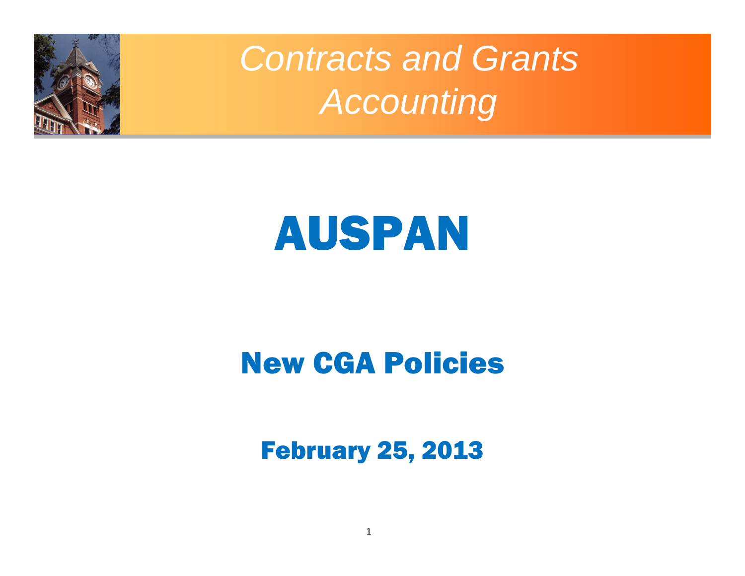*Contracts and Grants Accounting*

# AUSPAN

## New CGA Policies

### February 25, 2013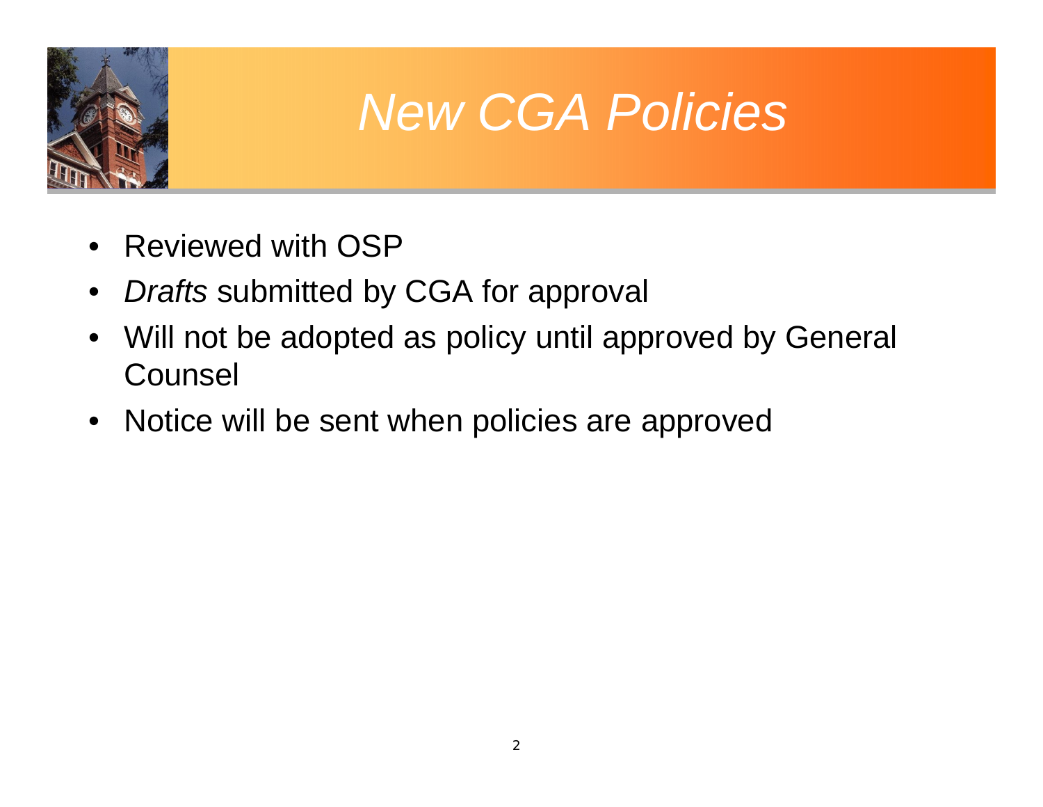# *New CGA Policies*

- Reviewed with OSP
- *Drafts* submitted by CGA for approval
- Will not be adopted as policy until approved by General Counsel
- Notice will be sent when policies are approved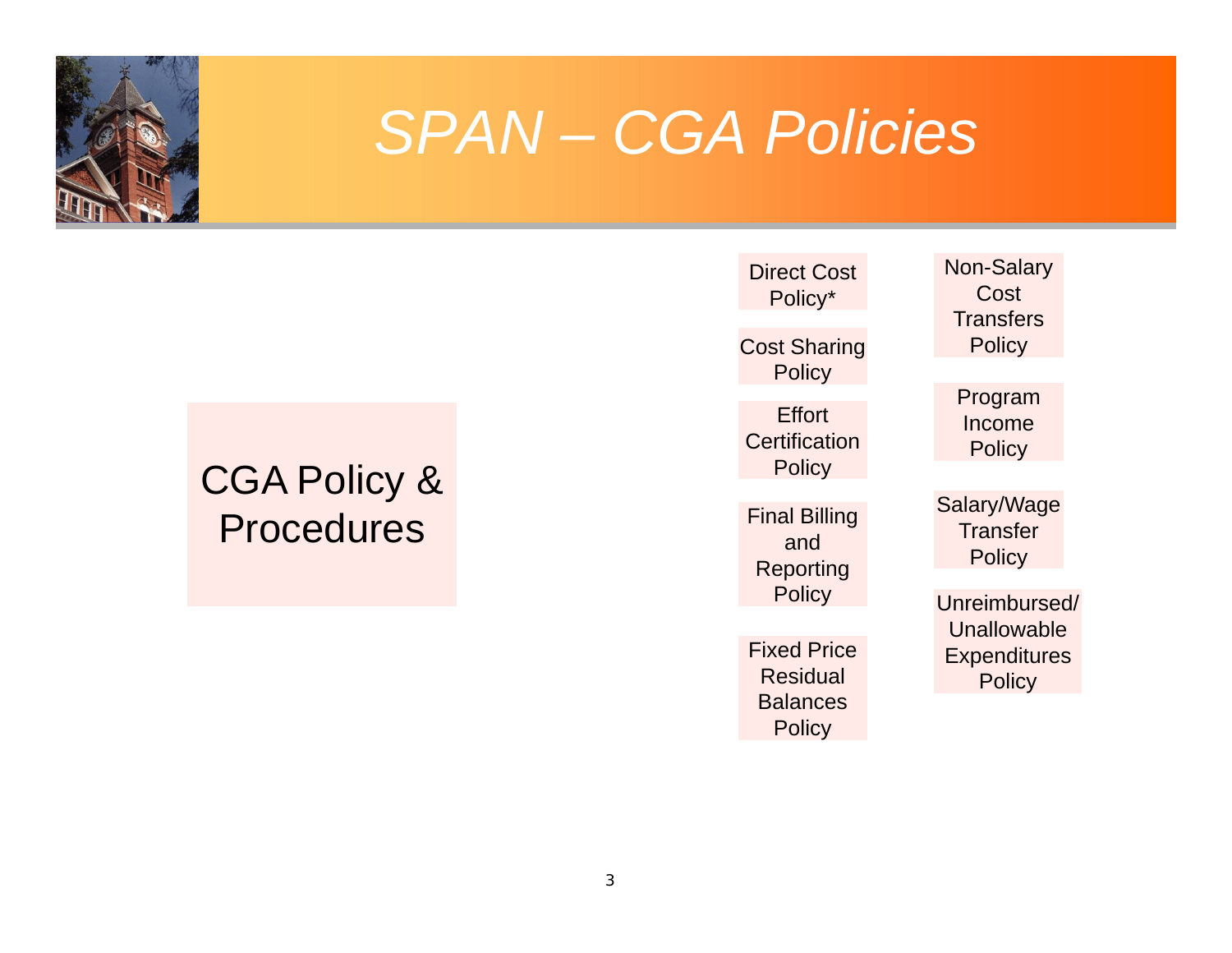# SPAN – CGA Policies

CGA Policy & Procedures

- Direct Cost Policy*
- Cost Sharing Policy
- Effort Certification Policy
- Final Billing and Reporting Policy
- Fixed Price Residual Balances Policy
- Non-Salary Cost Transfers Policy
- Program Income Policy
- Salary/Wage Transfer Policy
- Unreimbursed/ Unallowable Expenditures Policy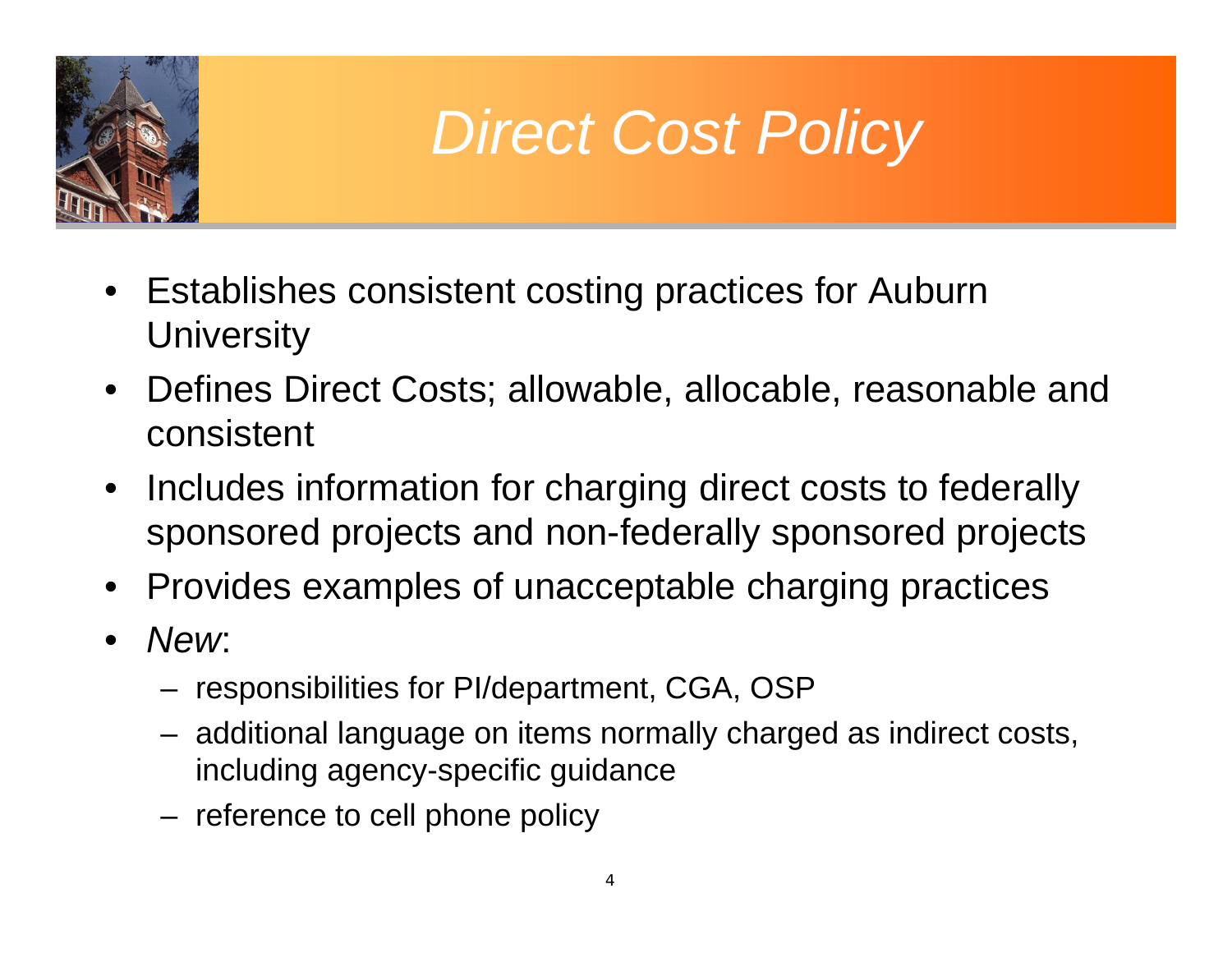# *Direct Cost Policy*

- Establishes consistent costing practices for Auburn University
- Defines Direct Costs; allowable, allocable, reasonable and consistent
- Includes information for charging direct costs to federally sponsored projects and non-federally sponsored projects
- Provides examples of unacceptable charging practices
- *New*:
  - responsibilities for PI/department, CGA, OSP
  - additional language on items normally charged as indirect costs, including agency-specific guidance
  - reference to cell phone policy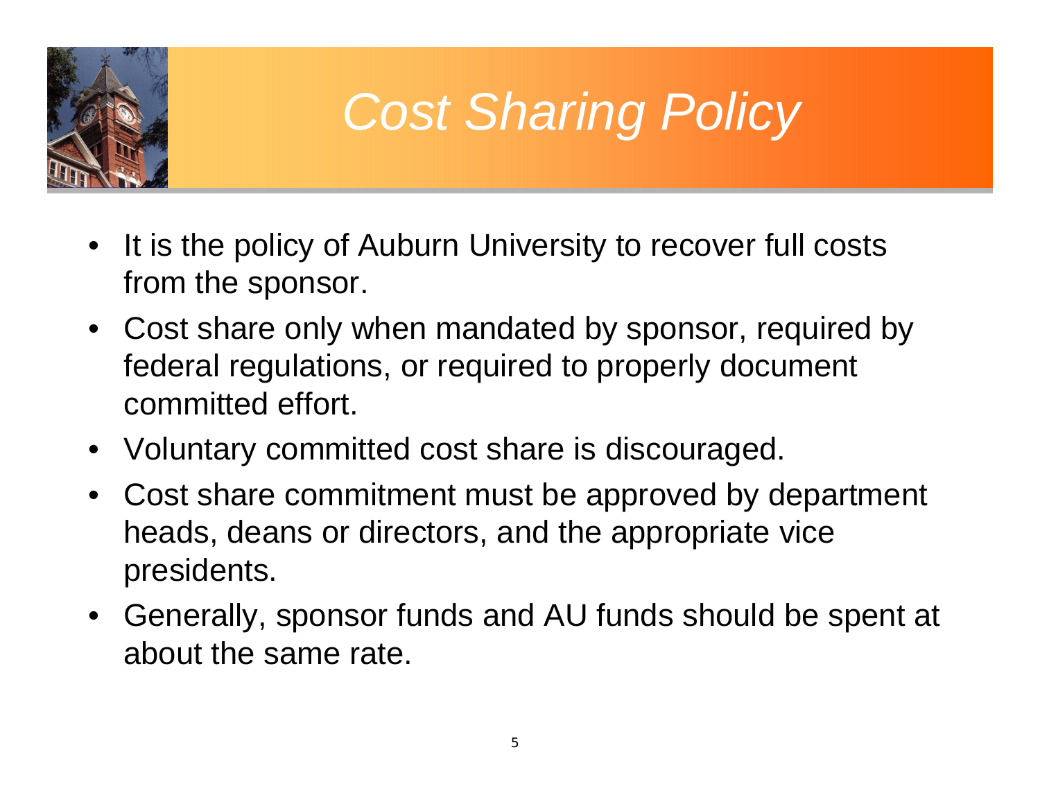# *Cost Sharing Policy*

- It is the policy of Auburn University to recover full costs from the sponsor.
- Cost share only when mandated by sponsor, required by federal regulations, or required to properly document committed effort.
- Voluntary committed cost share is discouraged.
- Cost share commitment must be approved by department heads, deans or directors, and the appropriate vice presidents.
- Generally, sponsor funds and AU funds should be spent at about the same rate.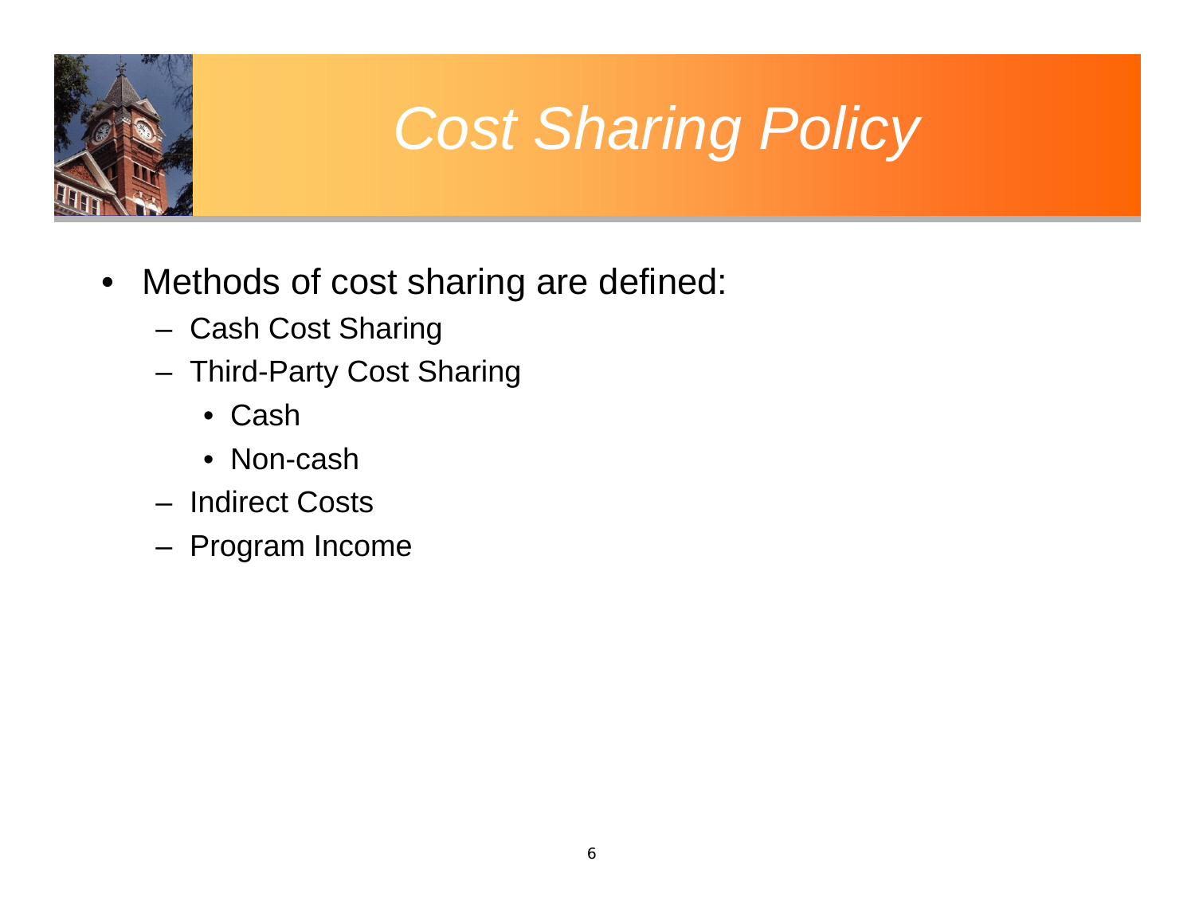# Cost Sharing Policy

- Methods of cost sharing are defined:
  - Cash Cost Sharing
  - Third-Party Cost Sharing
    - Cash
    - Non-cash
  - Indirect Costs
  - Program Income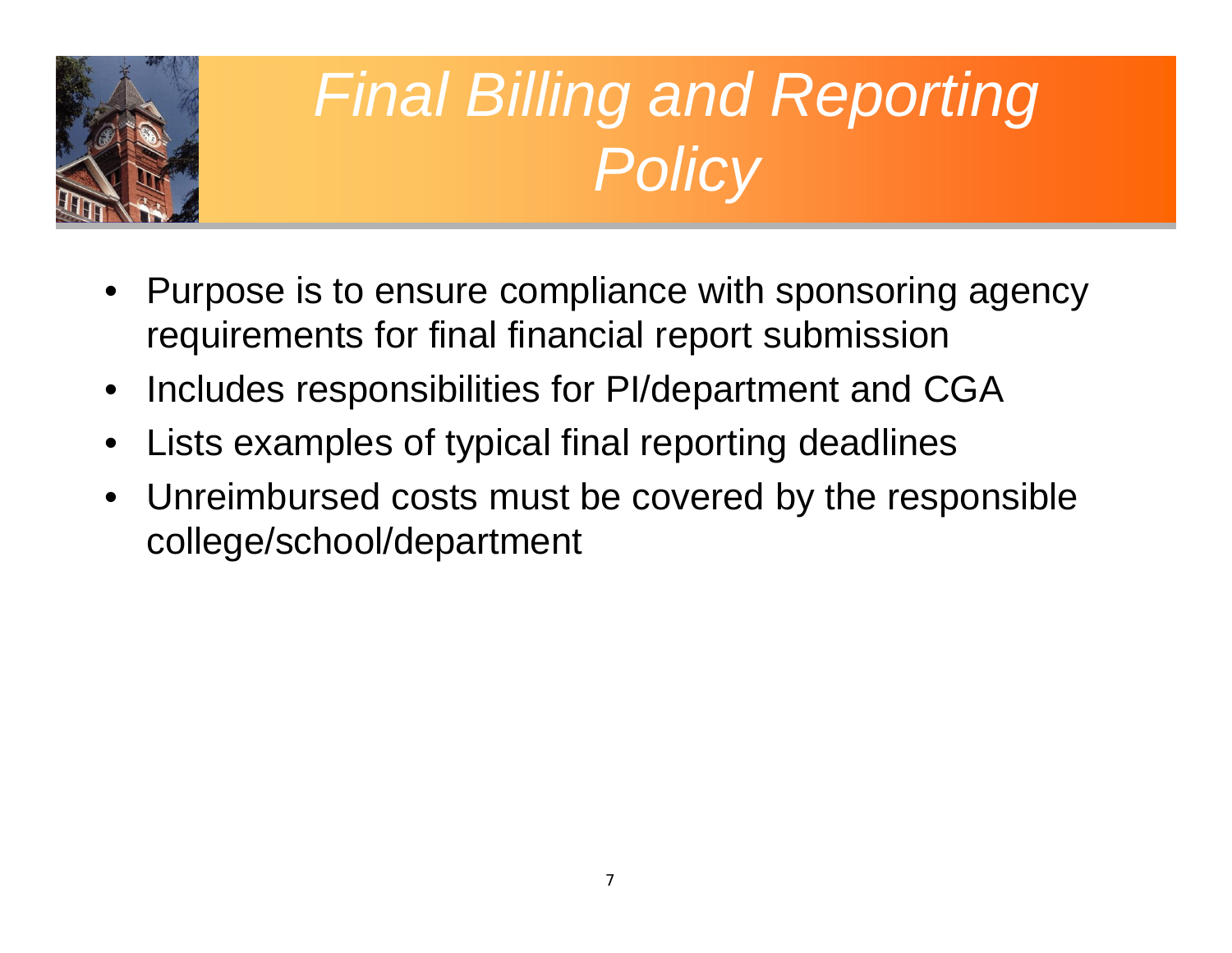# *Final Billing and Reporting Policy*

- Purpose is to ensure compliance with sponsoring agency requirements for final financial report submission
- Includes responsibilities for PI/department and CGA
- Lists examples of typical final reporting deadlines
- Unreimbursed costs must be covered by the responsible college/school/department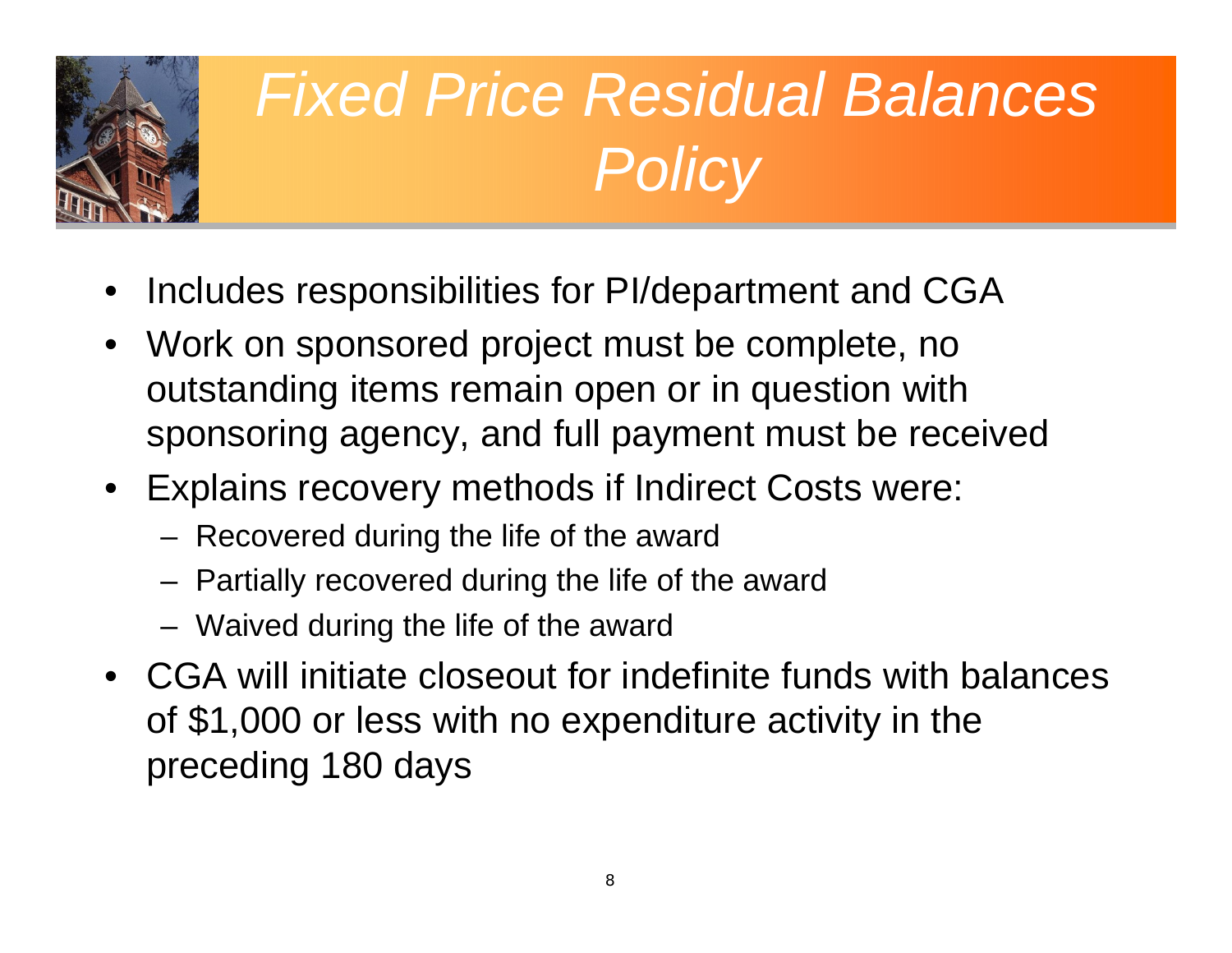# *Fixed Price Residual Balances Policy*

- Includes responsibilities for PI/department and CGA
- Work on sponsored project must be complete, no outstanding items remain open or in question with sponsoring agency, and full payment must be received
- Explains recovery methods if Indirect Costs were:
  - Recovered during the life of the award
  - Partially recovered during the life of the award
  - Waived during the life of the award
- CGA will initiate closeout for indefinite funds with balances of $1,000 or less with no expenditure activity in the preceding 180 days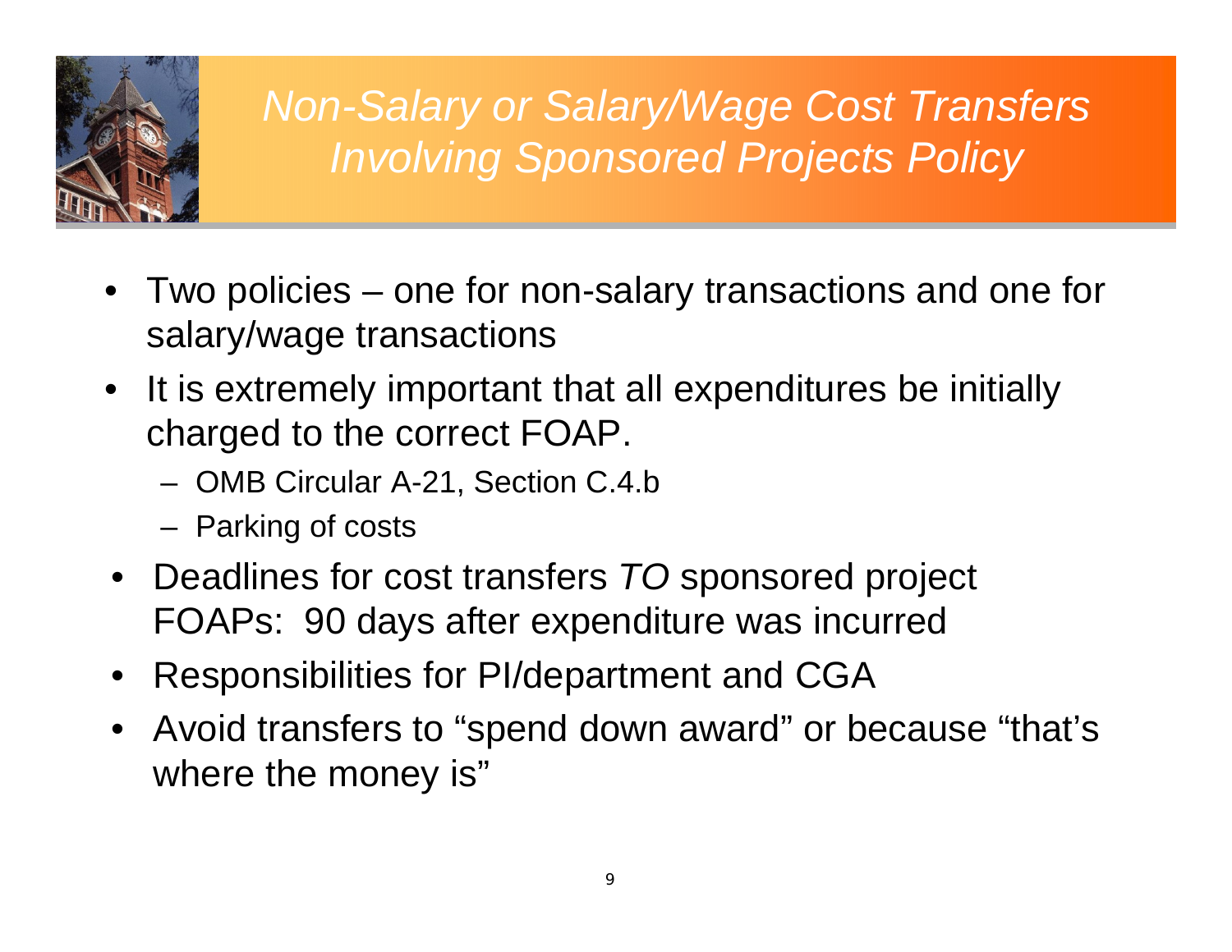# *Non-Salary or Salary/Wage Cost Transfers Involving Sponsored Projects Policy*

- Two policies – one for non-salary transactions and one for salary/wage transactions
- It is extremely important that all expenditures be initially charged to the correct FOAP.
  - OMB Circular A-21, Section C.4.b
  - Parking of costs
- Deadlines for cost transfers *TO* sponsored project FOAPs: 90 days after expenditure was incurred
- Responsibilities for PI/department and CGA
- Avoid transfers to "spend down award" or because "that's where the money is"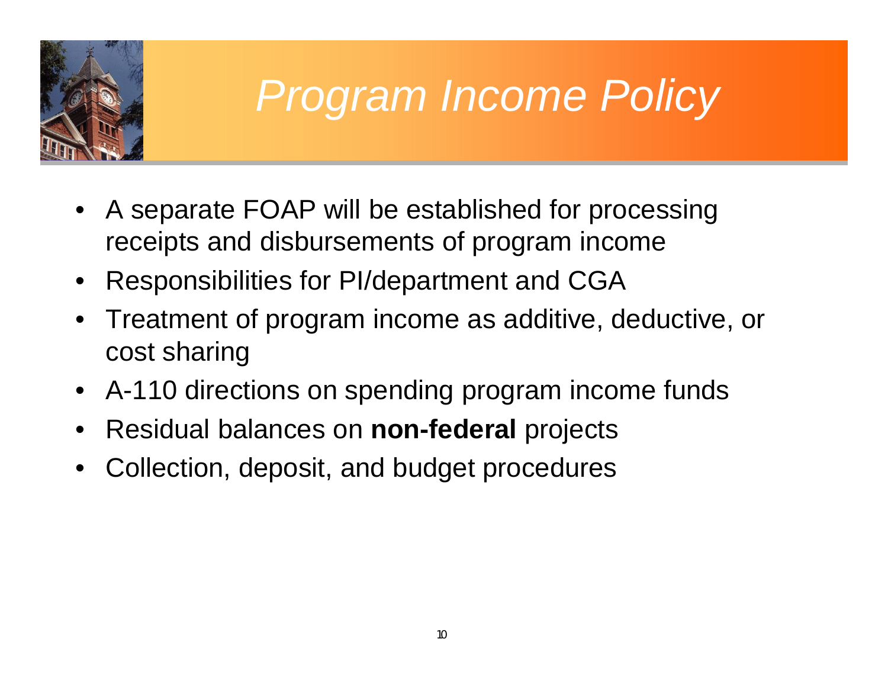# *Program Income Policy*

- A separate FOAP will be established for processing receipts and disbursements of program income
- Responsibilities for PI/department and CGA
- Treatment of program income as additive, deductive, or cost sharing
- A-110 directions on spending program income funds
- Residual balances on **non-federal** projects
- Collection, deposit, and budget procedures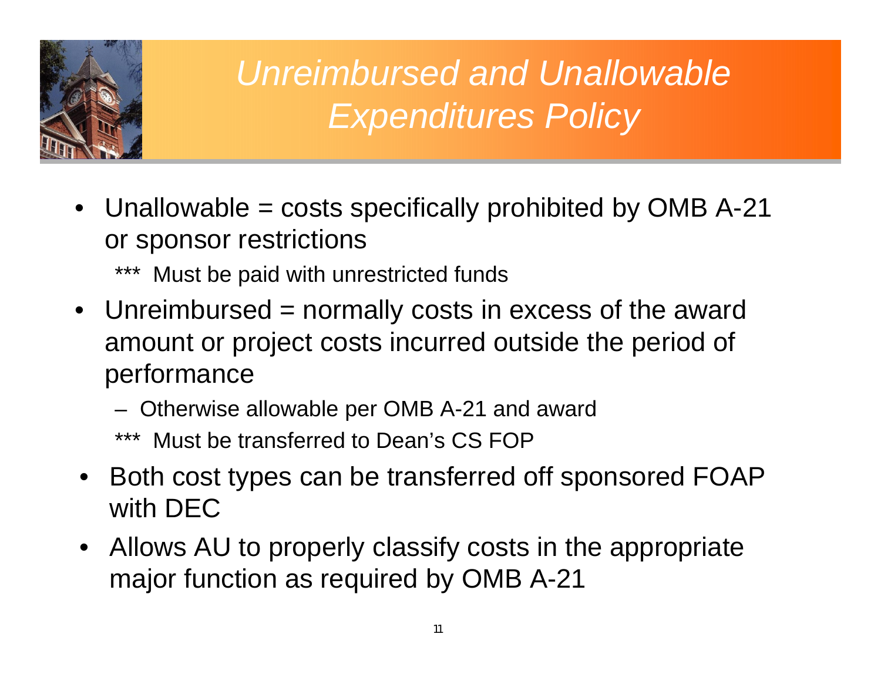# *Unreimbursed and Unallowable Expenditures Policy*

- Unallowable = costs specifically prohibited by OMB A-21 or sponsor restrictions

  *** Must be paid with unrestricted funds

- Unreimbursed = normally costs in excess of the award amount or project costs incurred outside the period of performance
  - Otherwise allowable per OMB A-21 and award

  *** Must be transferred to Dean's CS FOP

- Both cost types can be transferred off sponsored FOAP with DEC
- Allows AU to properly classify costs in the appropriate major function as required by OMB A-21